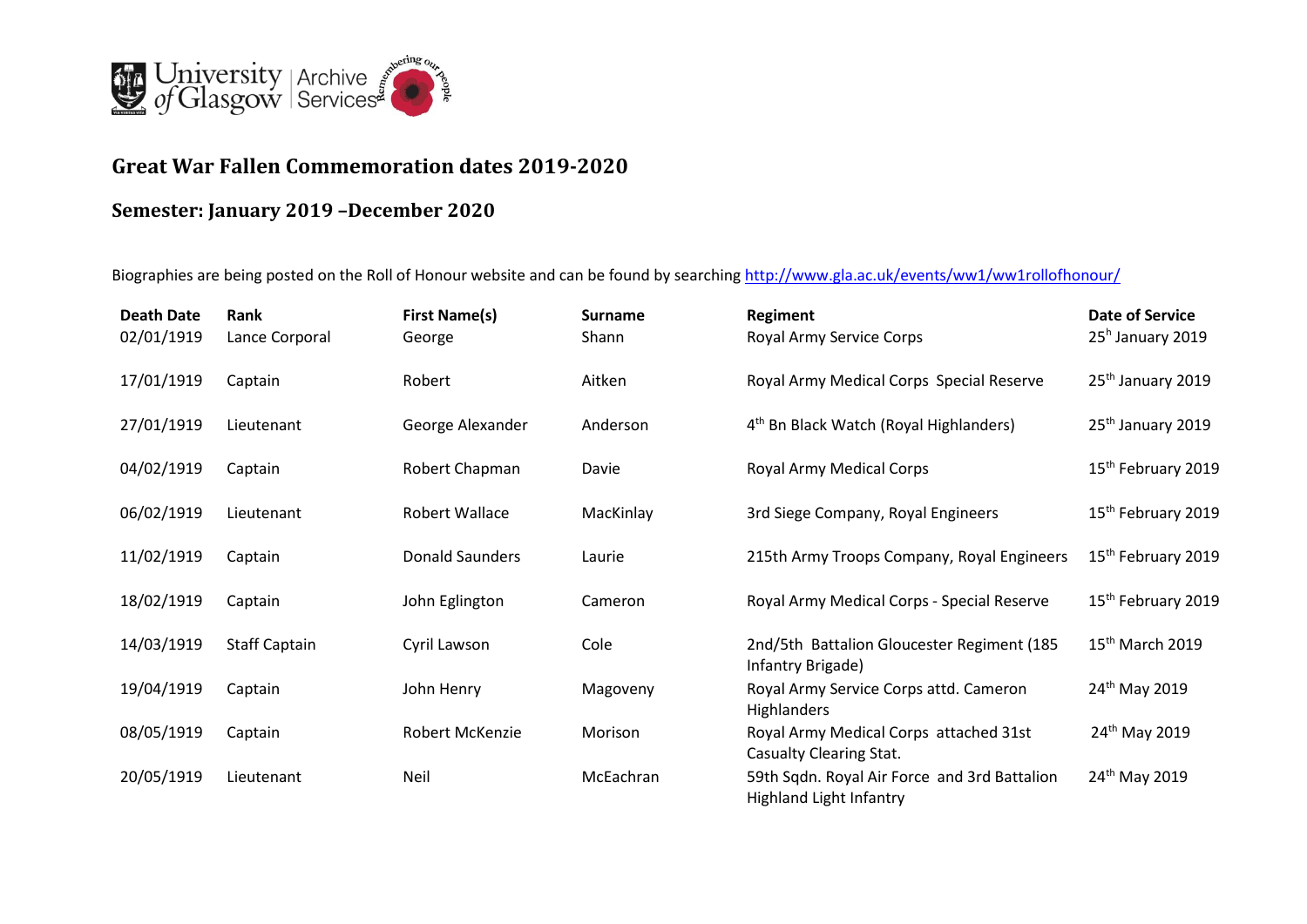# Great War Fallen Commemoration dates 2019-2020

## Semester: January 2019 –December 2020

Biographies are being posted on the Roll of Honour website and can be found by searching http://www.gla.ac.uk/events/ww1/ww1rollofhonour/

| Death Date | Rank | First Name(s) | Surname | Regiment | Date of Service |
|---|---|---|---|---|---|
| 02/01/1919 | Lance Corporal | George | Shann | Royal Army Service Corps | 25h January 2019 |
| 17/01/1919 | Captain | Robert | Aitken | Royal Army Medical Corps Special Reserve | 25th January 2019 |
| 27/01/1919 | Lieutenant | George Alexander | Anderson | 4th Bn Black Watch (Royal Highlanders) | 25th January 2019 |
| 04/02/1919 | Captain | Robert Chapman | Davie | Royal Army Medical Corps | 15th February 2019 |
| 06/02/1919 | Lieutenant | Robert Wallace | MacKinlay | 3rd Siege Company, Royal Engineers | 15th February 2019 |
| 11/02/1919 | Captain | Donald Saunders | Laurie | 215th Army Troops Company, Royal Engineers | 15th February 2019 |
| 18/02/1919 | Captain | John Eglington | Cameron | Royal Army Medical Corps - Special Reserve | 15th February 2019 |
| 14/03/1919 | Staff Captain | Cyril Lawson | Cole | 2nd/5th Battalion Gloucester Regiment (185 Infantry Brigade) | 15th March 2019 |
| 19/04/1919 | Captain | John Henry | Magoveny | Royal Army Service Corps attd. Cameron Highlanders | 24th May 2019 |
| 08/05/1919 | Captain | Robert McKenzie | Morison | Royal Army Medical Corps attached 31st Casualty Clearing Stat. | 24th May 2019 |
| 20/05/1919 | Lieutenant | Neil | McEachran | 59th Sqdn. Royal Air Force and 3rd Battalion Highland Light Infantry | 24th May 2019 |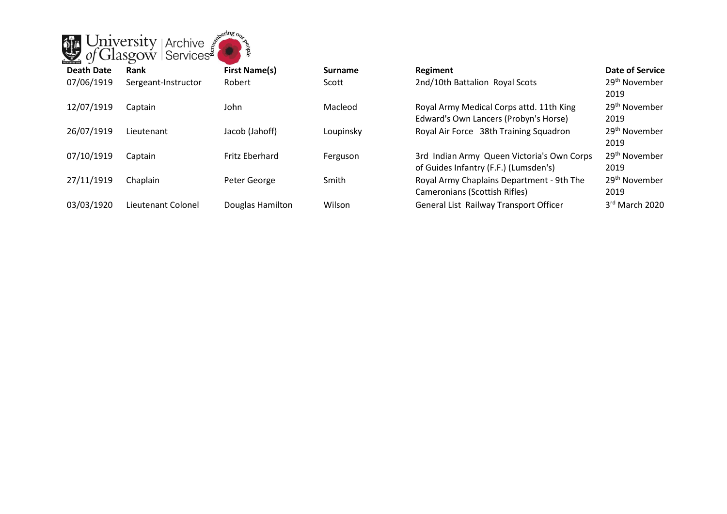| Death Date | Rank | First Name(s) | Surname | Regiment | Date of Service |
|---|---|---|---|---|---|
| 07/06/1919 | Sergeant-Instructor | Robert | Scott | 2nd/10th Battalion Royal Scots | 29th November 2019 |
| 12/07/1919 | Captain | John | Macleod | Royal Army Medical Corps attd. 11th King Edward's Own Lancers (Probyn's Horse) | 29th November 2019 |
| 26/07/1919 | Lieutenant | Jacob (Jahoff) | Loupinsky | Royal Air Force 38th Training Squadron | 29th November 2019 |
| 07/10/1919 | Captain | Fritz Eberhard | Ferguson | 3rd Indian Army Queen Victoria's Own Corps of Guides Infantry (F.F.) (Lumsden's) | 29th November 2019 |
| 27/11/1919 | Chaplain | Peter George | Smith | Royal Army Chaplains Department - 9th The Cameronians (Scottish Rifles) | 29th November 2019 |
| 03/03/1920 | Lieutenant Colonel | Douglas Hamilton | Wilson | General List Railway Transport Officer | 3rd March 2020 |